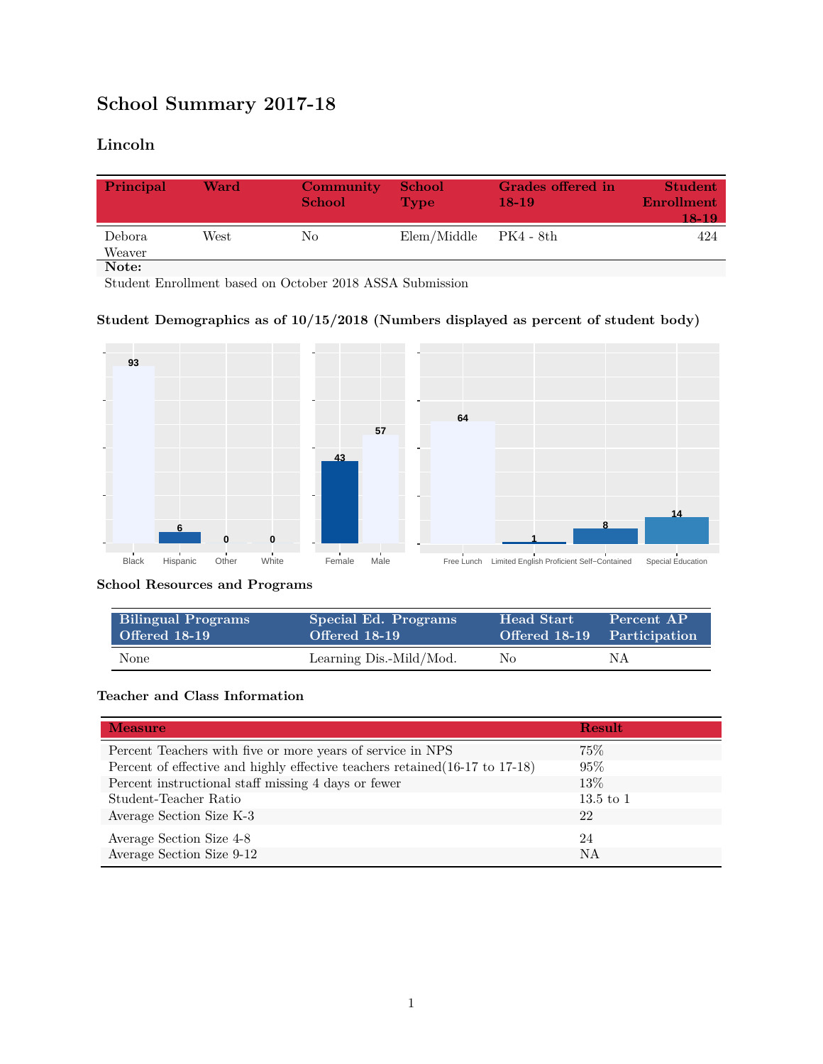# School Summary 2017-18

## Lincoln

| Principal | Ward | Community School | School Type | Grades offered in 18-19 | Student Enrollment 18-19 |
|---|---|---|---|---|---|
| Debora Weaver | West | No | Elem/Middle | PK4 - 8th | 424 |

**Note:**

Student Enrollment based on October 2018 ASSA Submission

### Student Demographics as of 10/15/2018 (Numbers displayed as percent of student body)

| Black | Hispanic | Other | White |
|---|---|---|---|
| 93 | 6 | 0 | 0 |

| Female | Male |
|---|---|
| 43 | 57 |

| Free Lunch | Limited English Proficient | Self-Contained | Special Education |
|---|---|---|---|
| 64 | 1 | 8 | 14 |

### School Resources and Programs

| Bilingual Programs Offered 18-19 | Special Ed. Programs Offered 18-19 | Head Start Offered 18-19 | Percent AP Participation |
|---|---|---|---|
| None | Learning Dis.-Mild/Mod. | No | NA |

### Teacher and Class Information

| Measure | Result |
|---|---|
| Percent Teachers with five or more years of service in NPS | 75% |
| Percent of effective and highly effective teachers retained(16-17 to 17-18) | 95% |
| Percent instructional staff missing 4 days or fewer | 13% |
| Student-Teacher Ratio | 13.5 to 1 |
| Average Section Size K-3 | 22 |
| Average Section Size 4-8 | 24 |
| Average Section Size 9-12 | NA |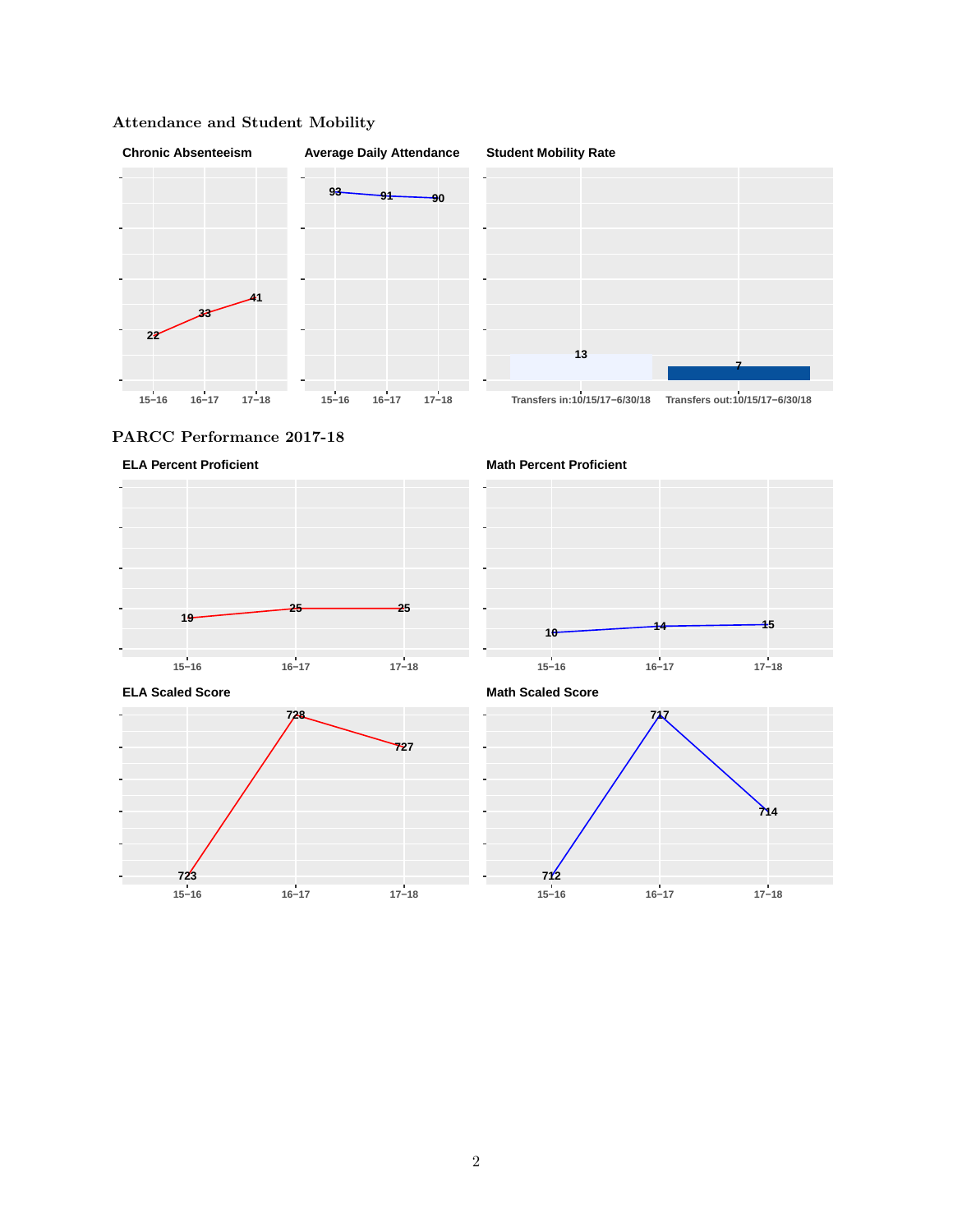## Attendance and Student Mobility

**Chronic Absenteeism**

22
33
41
15–16
16–17
17–18

**Average Daily Attendance**

93
91
90
15–16
16–17
17–18

**Student Mobility Rate**

13
7
Transfers in:10/15/17–6/30/18
Transfers out:10/15/17–6/30/18

## PARCC Performance 2017-18

**ELA Percent Proficient**

19
25
25
15–16
16–17
17–18

**Math Percent Proficient**

10
14
15
15–16
16–17
17–18

**ELA Scaled Score**

723
728
727
15–16
16–17
17–18

**Math Scaled Score**

712
717
714
15–16
16–17
17–18